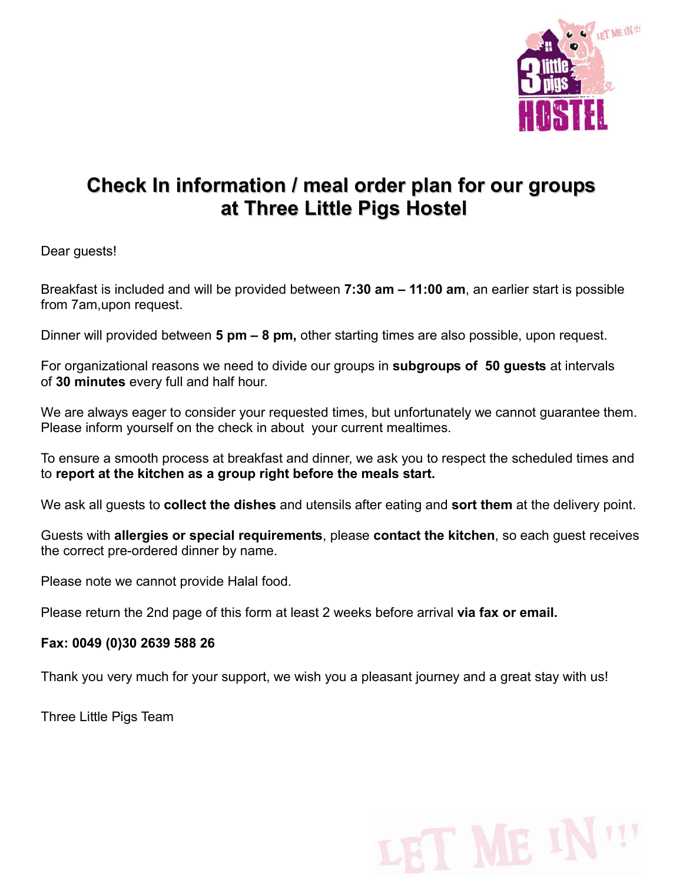# Check In information / meal order plan for our groups at Three Little Pigs Hostel

Dear guests!

Breakfast is included and will be provided between **7:30 am – 11:00 am**, an earlier start is possible from 7am,upon request.

Dinner will provided between **5 pm – 8 pm,** other starting times are also possible, upon request.

For organizational reasons we need to divide our groups in **subgroups of 50 guests** at intervals of **30 minutes** every full and half hour.

We are always eager to consider your requested times, but unfortunately we cannot guarantee them. Please inform yourself on the check in about your current mealtimes.

To ensure a smooth process at breakfast and dinner, we ask you to respect the scheduled times and to **report at the kitchen as a group right before the meals start.**

We ask all guests to **collect the dishes** and utensils after eating and **sort them** at the delivery point.

Guests with **allergies or special requirements**, please **contact the kitchen**, so each guest receives the correct pre-ordered dinner by name.

Please note we cannot provide Halal food.

Please return the 2nd page of this form at least 2 weeks before arrival **via fax or email.**

**Fax: 0049 (0)30 2639 588 26**

Thank you very much for your support, we wish you a pleasant journey and a great stay with us!

Three Little Pigs Team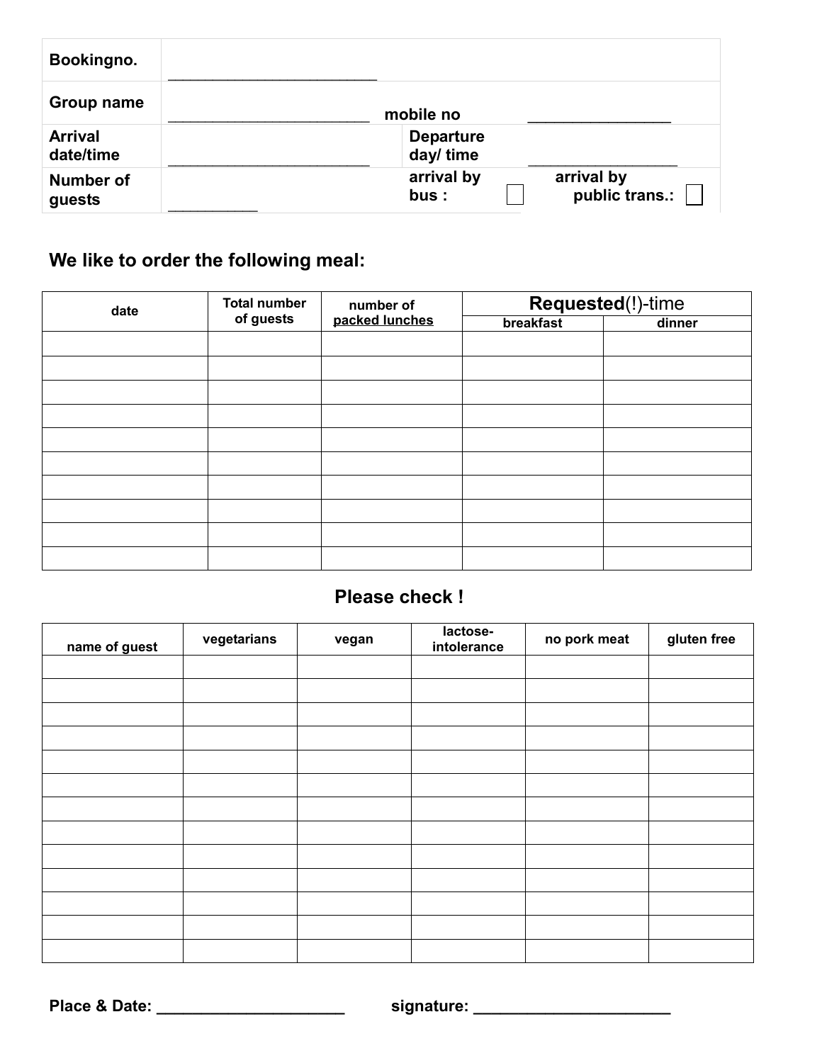| | | | |
|---|---|---|---|
| **Bookingno.** | ________________________ | | |
| **Group name** | ________________________ **mobile no** ________________ | | |
| **Arrival date/time** | ________________________ | **Departure day/ time** | ________________ |
| **Number of guests** | __________ | **arrival by bus :** ☐ | **arrival by public trans.:** ☐ |

## We like to order the following meal:

| date | Total number of guests | number of packed lunches | **Requested**(!)-time | |
|---|---|---|---|---|
| | | | breakfast | dinner |
| | | | | |
| | | | | |
| | | | | |
| | | | | |
| | | | | |
| | | | | |
| | | | | |
| | | | | |
| | | | | |
| | | | | |

## Please check !

| name of guest | vegetarians | vegan | lactose-intolerance | no pork meat | gluten free |
|---|---|---|---|---|---|
| | | | | | |
| | | | | | |
| | | | | | |
| | | | | | |
| | | | | | |
| | | | | | |
| | | | | | |
| | | | | | |
| | | | | | |
| | | | | | |
| | | | | | |
| | | | | | |
| | | | | | |

**Place & Date:** ______________________ **signature:** ______________________